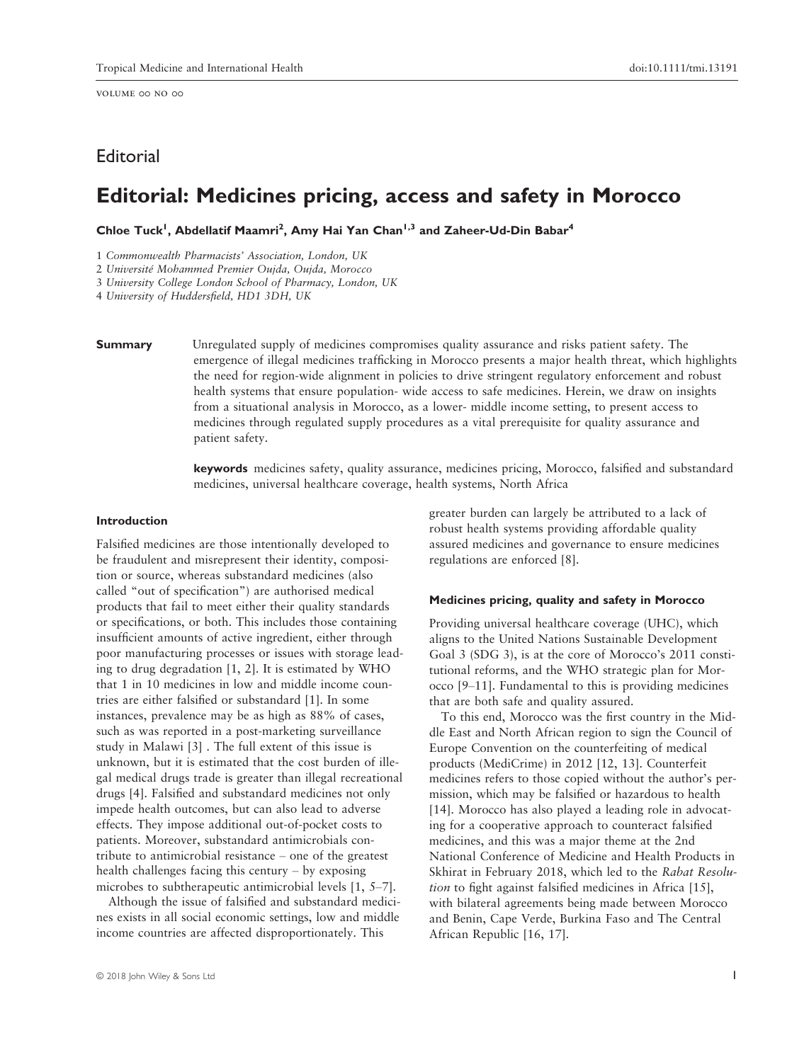## Editorial

# Editorial: Medicines pricing, access and safety in Morocco

**Chloe Tuck[1], Abdellatif Maamri[2], Amy Hai Yan Chan[1,3] and Zaheer-Ud-Din Babar[4]**

1 *Commonwealth Pharmacists' Association, London, UK*
2 *Université Mohammed Premier Oujda, Oujda, Morocco*
3 *University College London School of Pharmacy, London, UK*
4 *University of Huddersfield, HD1 3DH, UK*

**Summary** Unregulated supply of medicines compromises quality assurance and risks patient safety. The emergence of illegal medicines trafficking in Morocco presents a major health threat, which highlights the need for region-wide alignment in policies to drive stringent regulatory enforcement and robust health systems that ensure population- wide access to safe medicines. Herein, we draw on insights from a situational analysis in Morocco, as a lower- middle income setting, to present access to medicines through regulated supply procedures as a vital prerequisite for quality assurance and patient safety.

**keywords** medicines safety, quality assurance, medicines pricing, Morocco, falsified and substandard medicines, universal healthcare coverage, health systems, North Africa

#### Introduction

Falsified medicines are those intentionally developed to be fraudulent and misrepresent their identity, composition or source, whereas substandard medicines (also called "out of specification") are authorised medical products that fail to meet either their quality standards or specifications, or both. This includes those containing insufficient amounts of active ingredient, either through poor manufacturing processes or issues with storage leading to drug degradation [1, 2]. It is estimated by WHO that 1 in 10 medicines in low and middle income countries are either falsified or substandard [1]. In some instances, prevalence may be as high as 88% of cases, such as was reported in a post-marketing surveillance study in Malawi [3] . The full extent of this issue is unknown, but it is estimated that the cost burden of illegal medical drugs trade is greater than illegal recreational drugs [4]. Falsified and substandard medicines not only impede health outcomes, but can also lead to adverse effects. They impose additional out-of-pocket costs to patients. Moreover, substandard antimicrobials contribute to antimicrobial resistance – one of the greatest health challenges facing this century – by exposing microbes to subtherapeutic antimicrobial levels [1, 5–7].

Although the issue of falsified and substandard medicines exists in all social economic settings, low and middle income countries are affected disproportionately. This greater burden can largely be attributed to a lack of robust health systems providing affordable quality assured medicines and governance to ensure medicines regulations are enforced [8].

#### Medicines pricing, quality and safety in Morocco

Providing universal healthcare coverage (UHC), which aligns to the United Nations Sustainable Development Goal 3 (SDG 3), is at the core of Morocco's 2011 constitutional reforms, and the WHO strategic plan for Morocco [9–11]. Fundamental to this is providing medicines that are both safe and quality assured.

To this end, Morocco was the first country in the Middle East and North African region to sign the Council of Europe Convention on the counterfeiting of medical products (MediCrime) in 2012 [12, 13]. Counterfeit medicines refers to those copied without the author's permission, which may be falsified or hazardous to health [14]. Morocco has also played a leading role in advocating for a cooperative approach to counteract falsified medicines, and this was a major theme at the 2nd National Conference of Medicine and Health Products in Skhirat in February 2018, which led to the *Rabat Resolution* to fight against falsified medicines in Africa [15], with bilateral agreements being made between Morocco and Benin, Cape Verde, Burkina Faso and The Central African Republic [16, 17].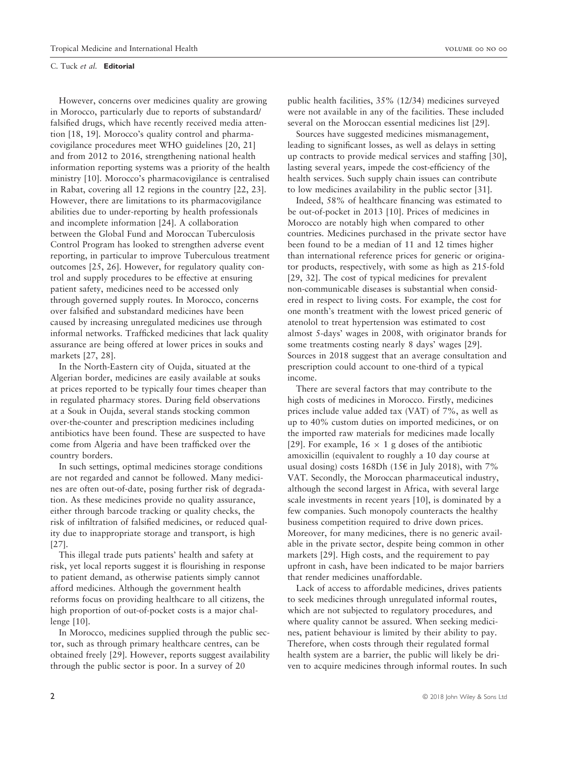However, concerns over medicines quality are growing in Morocco, particularly due to reports of substandard/falsified drugs, which have recently received media attention [18, 19]. Morocco's quality control and pharmacovigilance procedures meet WHO guidelines [20, 21] and from 2012 to 2016, strengthening national health information reporting systems was a priority of the health ministry [10]. Morocco's pharmacovigilance is centralised in Rabat, covering all 12 regions in the country [22, 23]. However, there are limitations to its pharmacovigilance abilities due to under-reporting by health professionals and incomplete information [24]. A collaboration between the Global Fund and Moroccan Tuberculosis Control Program has looked to strengthen adverse event reporting, in particular to improve Tuberculous treatment outcomes [25, 26]. However, for regulatory quality control and supply procedures to be effective at ensuring patient safety, medicines need to be accessed only through governed supply routes. In Morocco, concerns over falsified and substandard medicines have been caused by increasing unregulated medicines use through informal networks. Trafficked medicines that lack quality assurance are being offered at lower prices in souks and markets [27, 28].

In the North-Eastern city of Oujda, situated at the Algerian border, medicines are easily available at souks at prices reported to be typically four times cheaper than in regulated pharmacy stores. During field observations at a Souk in Oujda, several stands stocking common over-the-counter and prescription medicines including antibiotics have been found. These are suspected to have come from Algeria and have been trafficked over the country borders.

In such settings, optimal medicines storage conditions are not regarded and cannot be followed. Many medicines are often out-of-date, posing further risk of degradation. As these medicines provide no quality assurance, either through barcode tracking or quality checks, the risk of infiltration of falsified medicines, or reduced quality due to inappropriate storage and transport, is high [27].

This illegal trade puts patients' health and safety at risk, yet local reports suggest it is flourishing in response to patient demand, as otherwise patients simply cannot afford medicines. Although the government health reforms focus on providing healthcare to all citizens, the high proportion of out-of-pocket costs is a major challenge [10].

In Morocco, medicines supplied through the public sector, such as through primary healthcare centres, can be obtained freely [29]. However, reports suggest availability through the public sector is poor. In a survey of 20 public health facilities, 35% (12/34) medicines surveyed were not available in any of the facilities. These included several on the Moroccan essential medicines list [29].

Sources have suggested medicines mismanagement, leading to significant losses, as well as delays in setting up contracts to provide medical services and staffing [30], lasting several years, impede the cost-efficiency of the health services. Such supply chain issues can contribute to low medicines availability in the public sector [31].

Indeed, 58% of healthcare financing was estimated to be out-of-pocket in 2013 [10]. Prices of medicines in Morocco are notably high when compared to other countries. Medicines purchased in the private sector have been found to be a median of 11 and 12 times higher than international reference prices for generic or originator products, respectively, with some as high as 215-fold [29, 32]. The cost of typical medicines for prevalent non-communicable diseases is substantial when considered in respect to living costs. For example, the cost for one month's treatment with the lowest priced generic of atenolol to treat hypertension was estimated to cost almost 5-days' wages in 2008, with originator brands for some treatments costing nearly 8 days' wages [29]. Sources in 2018 suggest that an average consultation and prescription could account to one-third of a typical income.

There are several factors that may contribute to the high costs of medicines in Morocco. Firstly, medicines prices include value added tax (VAT) of 7%, as well as up to 40% custom duties on imported medicines, or on the imported raw materials for medicines made locally [29]. For example, $16 \times 1$ g doses of the antibiotic amoxicillin (equivalent to roughly a 10 day course at usual dosing) costs 168Dh (15€ in July 2018), with 7% VAT. Secondly, the Moroccan pharmaceutical industry, although the second largest in Africa, with several large scale investments in recent years [10], is dominated by a few companies. Such monopoly counteracts the healthy business competition required to drive down prices. Moreover, for many medicines, there is no generic available in the private sector, despite being common in other markets [29]. High costs, and the requirement to pay upfront in cash, have been indicated to be major barriers that render medicines unaffordable.

Lack of access to affordable medicines, drives patients to seek medicines through unregulated informal routes, which are not subjected to regulatory procedures, and where quality cannot be assured. When seeking medicines, patient behaviour is limited by their ability to pay. Therefore, when costs through their regulated formal health system are a barrier, the public will likely be driven to acquire medicines through informal routes. In such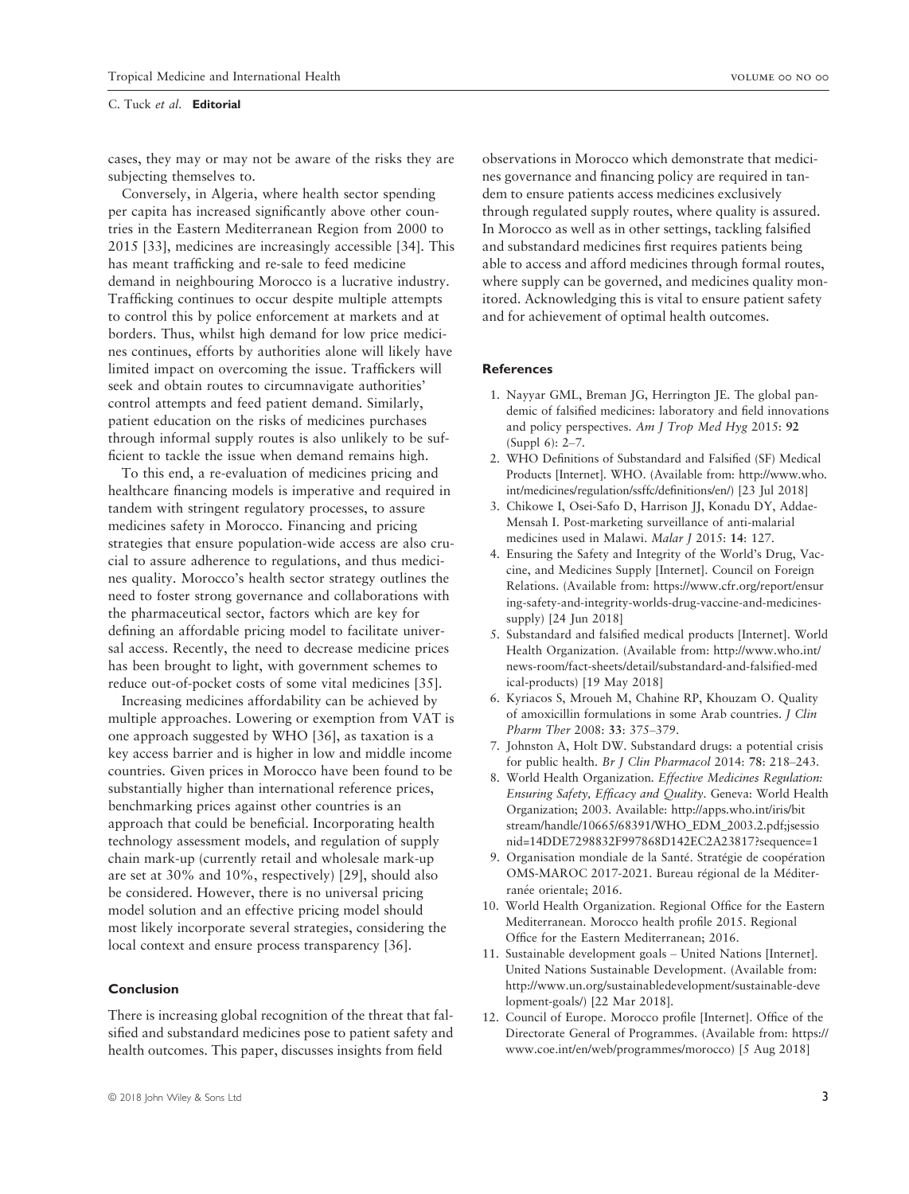cases, they may or may not be aware of the risks they are subjecting themselves to.

Conversely, in Algeria, where health sector spending per capita has increased significantly above other countries in the Eastern Mediterranean Region from 2000 to 2015 [33], medicines are increasingly accessible [34]. This has meant trafficking and re-sale to feed medicine demand in neighbouring Morocco is a lucrative industry. Trafficking continues to occur despite multiple attempts to control this by police enforcement at markets and at borders. Thus, whilst high demand for low price medicines continues, efforts by authorities alone will likely have limited impact on overcoming the issue. Traffickers will seek and obtain routes to circumnavigate authorities' control attempts and feed patient demand. Similarly, patient education on the risks of medicines purchases through informal supply routes is also unlikely to be sufficient to tackle the issue when demand remains high.

To this end, a re-evaluation of medicines pricing and healthcare financing models is imperative and required in tandem with stringent regulatory processes, to assure medicines safety in Morocco. Financing and pricing strategies that ensure population-wide access are also crucial to assure adherence to regulations, and thus medicines quality. Morocco's health sector strategy outlines the need to foster strong governance and collaborations with the pharmaceutical sector, factors which are key for defining an affordable pricing model to facilitate universal access. Recently, the need to decrease medicine prices has been brought to light, with government schemes to reduce out-of-pocket costs of some vital medicines [35].

Increasing medicines affordability can be achieved by multiple approaches. Lowering or exemption from VAT is one approach suggested by WHO [36], as taxation is a key access barrier and is higher in low and middle income countries. Given prices in Morocco have been found to be substantially higher than international reference prices, benchmarking prices against other countries is an approach that could be beneficial. Incorporating health technology assessment models, and regulation of supply chain mark-up (currently retail and wholesale mark-up are set at 30% and 10%, respectively) [29], should also be considered. However, there is no universal pricing model solution and an effective pricing model should most likely incorporate several strategies, considering the local context and ensure process transparency [36].

## Conclusion

There is increasing global recognition of the threat that falsified and substandard medicines pose to patient safety and health outcomes. This paper, discusses insights from field observations in Morocco which demonstrate that medicines governance and financing policy are required in tandem to ensure patients access medicines exclusively through regulated supply routes, where quality is assured. In Morocco as well as in other settings, tackling falsified and substandard medicines first requires patients being able to access and afford medicines through formal routes, where supply can be governed, and medicines quality monitored. Acknowledging this is vital to ensure patient safety and for achievement of optimal health outcomes.

## References

1. Nayyar GML, Breman JG, Herrington JE. The global pandemic of falsified medicines: laboratory and field innovations and policy perspectives. *Am J Trop Med Hyg* 2015: **92** (Suppl 6): 2–7.
2. WHO Definitions of Substandard and Falsified (SF) Medical Products [Internet]. WHO. (Available from: http://www.who.int/medicines/regulation/ssffc/definitions/en/) [23 Jul 2018]
3. Chikowe I, Osei-Safo D, Harrison JJ, Konadu DY, Addae-Mensah I. Post-marketing surveillance of anti-malarial medicines used in Malawi. *Malar J* 2015: **14**: 127.
4. Ensuring the Safety and Integrity of the World's Drug, Vaccine, and Medicines Supply [Internet]. Council on Foreign Relations. (Available from: https://www.cfr.org/report/ensuring-safety-and-integrity-worlds-drug-vaccine-and-medicines-supply) [24 Jun 2018]
5. Substandard and falsified medical products [Internet]. World Health Organization. (Available from: http://www.who.int/news-room/fact-sheets/detail/substandard-and-falsified-medical-products) [19 May 2018]
6. Kyriacos S, Mroueh M, Chahine RP, Khouzam O. Quality of amoxicillin formulations in some Arab countries. *J Clin Pharm Ther* 2008: **33**: 375–379.
7. Johnston A, Holt DW. Substandard drugs: a potential crisis for public health. *Br J Clin Pharmacol* 2014: **78**: 218–243.
8. World Health Organization. *Effective Medicines Regulation: Ensuring Safety, Efficacy and Quality*. Geneva: World Health Organization; 2003. Available: http://apps.who.int/iris/bitstream/handle/10665/68391/WHO_EDM_2003.2.pdf;jsessionid=14DDE7298832F997868D142EC2A23817?sequence=1
9. Organisation mondiale de la Santé. Stratégie de coopération OMS-MAROC 2017-2021. Bureau régional de la Méditerranée orientale; 2016.
10. World Health Organization. Regional Office for the Eastern Mediterranean. Morocco health profile 2015. Regional Office for the Eastern Mediterranean; 2016.
11. Sustainable development goals – United Nations [Internet]. United Nations Sustainable Development. (Available from: http://www.un.org/sustainabledevelopment/sustainable-development-goals/) [22 Mar 2018].
12. Council of Europe. Morocco profile [Internet]. Office of the Directorate General of Programmes. (Available from: https://www.coe.int/en/web/programmes/morocco) [5 Aug 2018]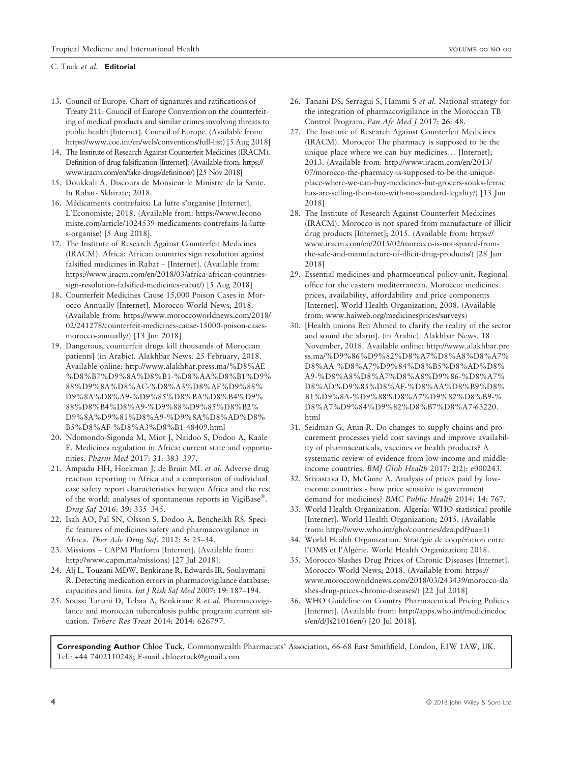13. Council of Europe. Chart of signatures and ratifications of Treaty 211: Council of Europe Convention on the counterfeiting of medical products and similar crimes involving threats to public health [Internet]. Council of Europe. (Available from: https://www.coe.int/en/web/conventions/full-list) [5 Aug 2018]
14. The Institute of Research Against Counterfeit Medicines (IRACM). Definition of drug falsification [Internet]. (Available from: https://www.iracm.com/en/fake-drugs/definition/) [25 Nov 2018]
15. Doukkali A. Discours de Monsieur le Ministre de la Sante. In Rabat- Skhirate; 2018.
16. Médicaments contrefaits: La lutte s'organise [Internet]. L'Economiste; 2018. (Available from: https://www.leconomiste.com/article/1024539-medicaments-contrefaits-la-luttes-organise) [5 Aug 2018].
17. The Institute of Research Against Counterfeit Medicines (IRACM). Africa: African countries sign resolution against falsified medicines in Rabat – [Internet]. (Available from: https://www.iracm.com/en/2018/03/africa-african-countries-sign-resolution-falsified-medicines-rabat/) [5 Aug 2018]
18. Counterfeit Medicines Cause 15,000 Poison Cases in Morocco Annually [Internet]. Morocco World News; 2018. (Available from: https://www.moroccoworldnews.com/2018/02/241278/counterfeit-medicines-cause-15000-poison-cases-morocco-annually/) [13 Jun 2018]
19. Dangerous, counterfeit drugs kill thousands of Moroccan patients] (in Arabic). Alakhbar News. 25 February, 2018. Available online: http://www.alakhbar.press.ma/%D8%AE%D8%B7%D9%8A%D8%B1-%D8%AA%D8%B1%D9%88%D9%8A%D8%AC-%D8%A3%D8%AF%D9%88%D9%8A%D8%A9-%D9%85%D8%BA%D8%B4%D9%88%D8%B4%D8%A9-%D9%88%D9%85%D8%B2%D9%8A%D9%81%D8%A9-%D9%8A%D8%AD%D8%B5%D8%AF-%D8%A3%D8%B1-48409.html
20. Ndomondo-Sigonda M, Miot J, Naidoo S, Dodoo A, Kaale E. Medicines regulation in Africa: current state and opportunities. *Pharm Med* 2017: **31**: 383–397.
21. Ampadu HH, Hoekman J, de Bruin ML *et al.* Adverse drug reaction reporting in Africa and a comparison of individual case safety report characteristics between Africa and the rest of the world: analyses of spontaneous reports in VigiBase®. *Drug Saf* 2016: **39**: 335–345.
22. Isah AO, Pal SN, Olsson S, Dodoo A, Bencheikh RS. Specific features of medicines safety and pharmacovigilance in Africa. *Ther Adv Drug Saf.* 2012: **3**: 25–34.
23. Missions – CAPM Platform [Internet]. (Available from: http://www.capm.ma/missions) [27 Jul 2018].
24. Alj L, Touzani MDW, Benkirane R, Edwards IR, Soulaymani R. Detecting medication errors in pharmacovigilance database: capacities and limits. *Int J Risk Saf Med* 2007: **19**: 187–194.
25. Soussi Tanani D, Tebaa A, Benkirane R *et al.* Pharmacovigilance and moroccan tuberculosis public program: current situation. *Tuberc Res Treat* 2014: **2014**: 626797.
26. Tanani DS, Serragui S, Hammi S *et al.* National strategy for the integration of pharmacovigilance in the Moroccan TB Control Program. *Pan Afr Med J* 2017: **26**: 48.
27. The Institute of Research Against Counterfeit Medicines (IRACM). Morocco: The pharmacy is supposed to be the unique place where we can buy medicines... [Internet]; 2013. (Available from: http://www.iracm.com/en/2013/07/morocco-the-pharmacy-is-supposed-to-be-the-unique-place-where-we-can-buy-medicines-but-grocers-souks-ferrachas-are-selling-them-too-with-no-standard-legality/) [13 Jun 2018]
28. The Institute of Research Against Counterfeit Medicines (IRACM). Morocco is not spared from manufacture of illicit drug products [Internet]; 2015. (Available from: https://www.iracm.com/en/2015/02/morocco-is-not-spared-from-the-sale-and-manufacture-of-illicit-drug-products/) [28 Jun 2018]
29. Essential medicines and pharmceutical policy unit, Regional office for the eastern mediterranean. Morocco: medicines prices, availability, affordability and price components [Internet]. World Health Organization; 2008. (Available from: www.haiweb.org/medicinesprices/surveys)
30. [Health unions Ben Ahmed to clarify the reality of the sector and sound the alarm]. (in Arabic). Alakhbar News. 18 November, 2018. Available online: http://www.alakhbar.press.ma/%D9%86%D9%82%D8%A7%D8%A8%D8%A7%D8%AA-%D8%A7%D9%84%D8%B5%D8%AD%D8%A9-%D8%A8%D8%A7%D8%A8%D9%86-%D8%A7%D8%AD%D9%85%D8%AF-%D8%AA%D8%B9%D8%B1%D9%8A-%D9%88%D8%A7%D9%82%D8%B9-%D8%A7%D9%84%D9%82%D8%B7%D8%A7-63220.html
31. Seidman G, Atun R. Do changes to supply chains and procurement processes yield cost savings and improve availability of pharmaceuticals, vaccines or health products? A systematic review of evidence from low-income and middle-income countries. *BMJ Glob Health* 2017: **2**(2): e000243.
32. Srivastava D, McGuire A. Analysis of prices paid by low-income countries - how price sensitive is government demand for medicines? *BMC Public Health* 2014: **14**: 767.
33. World Health Organization. Algeria: WHO statistical profile [Internet]. World Health Organization; 2015. (Available from: http://www.who.int/gho/countries/dza.pdf?ua=1)
34. World Health Organization. Stratégie de coopération entre l'OMS et l'Algérie. World Health Organization; 2018.
35. Morocco Slashes Drug Prices of Chronic Diseases [Internet]. Morocco World News; 2018. (Available from: https://www.moroccoworldnews.com/2018/03/243439/morocco-slashes-drug-prices-chronic-diseases/) [22 Jul 2018]
36. WHO Guideline on Country Pharmaceutical Pricing Policies [Internet]. (Available from: http://apps.who.int/medicinedocs/en/d/Js21016en/) [20 Jul 2018].

**Corresponding Author Chloe Tuck**, Commonwealth Pharmacists' Association, 66-68 East Smithfield, London, E1W 1AW, UK. Tel.: +44 7402110248; E-mail chloeztuck@gmail.com